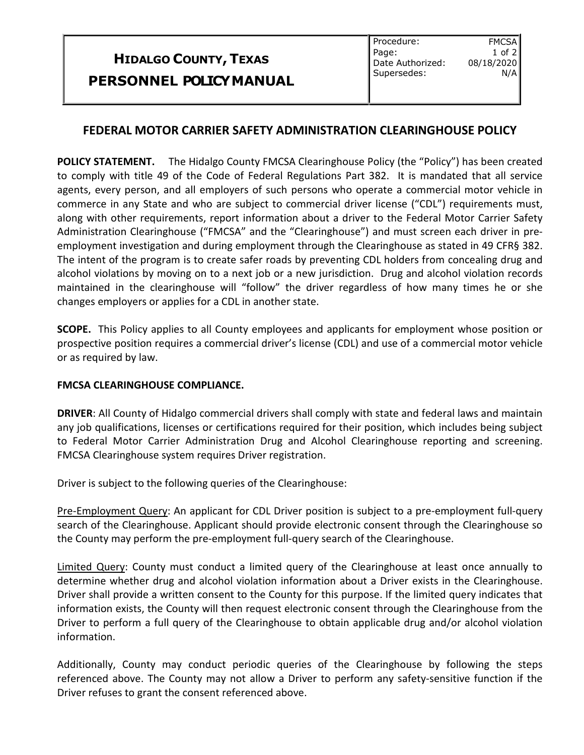# HIDALGO COUNTY, TEXAS
# PERSONNEL POLICY MANUAL

| Procedure: | FMCSA |
|---|---|
| Page: | 1 of 2 |
| Date Authorized: | 08/18/2020 |
| Supersedes: | N/A |

## FEDERAL MOTOR CARRIER SAFETY ADMINISTRATION CLEARINGHOUSE POLICY

**POLICY STATEMENT.** The Hidalgo County FMCSA Clearinghouse Policy (the "Policy") has been created to comply with title 49 of the Code of Federal Regulations Part 382. It is mandated that all service agents, every person, and all employers of such persons who operate a commercial motor vehicle in commerce in any State and who are subject to commercial driver license ("CDL") requirements must, along with other requirements, report information about a driver to the Federal Motor Carrier Safety Administration Clearinghouse ("FMCSA" and the "Clearinghouse") and must screen each driver in pre-employment investigation and during employment through the Clearinghouse as stated in 49 CFR§ 382. The intent of the program is to create safer roads by preventing CDL holders from concealing drug and alcohol violations by moving on to a next job or a new jurisdiction. Drug and alcohol violation records maintained in the clearinghouse will "follow" the driver regardless of how many times he or she changes employers or applies for a CDL in another state.

**SCOPE.** This Policy applies to all County employees and applicants for employment whose position or prospective position requires a commercial driver's license (CDL) and use of a commercial motor vehicle or as required by law.

**FMCSA CLEARINGHOUSE COMPLIANCE.**

**DRIVER**: All County of Hidalgo commercial drivers shall comply with state and federal laws and maintain any job qualifications, licenses or certifications required for their position, which includes being subject to Federal Motor Carrier Administration Drug and Alcohol Clearinghouse reporting and screening. FMCSA Clearinghouse system requires Driver registration.

Driver is subject to the following queries of the Clearinghouse:

<u>Pre-Employment Query</u>: An applicant for CDL Driver position is subject to a pre-employment full-query search of the Clearinghouse. Applicant should provide electronic consent through the Clearinghouse so the County may perform the pre-employment full-query search of the Clearinghouse.

<u>Limited Query</u>: County must conduct a limited query of the Clearinghouse at least once annually to determine whether drug and alcohol violation information about a Driver exists in the Clearinghouse. Driver shall provide a written consent to the County for this purpose. If the limited query indicates that information exists, the County will then request electronic consent through the Clearinghouse from the Driver to perform a full query of the Clearinghouse to obtain applicable drug and/or alcohol violation information.

Additionally, County may conduct periodic queries of the Clearinghouse by following the steps referenced above. The County may not allow a Driver to perform any safety-sensitive function if the Driver refuses to grant the consent referenced above.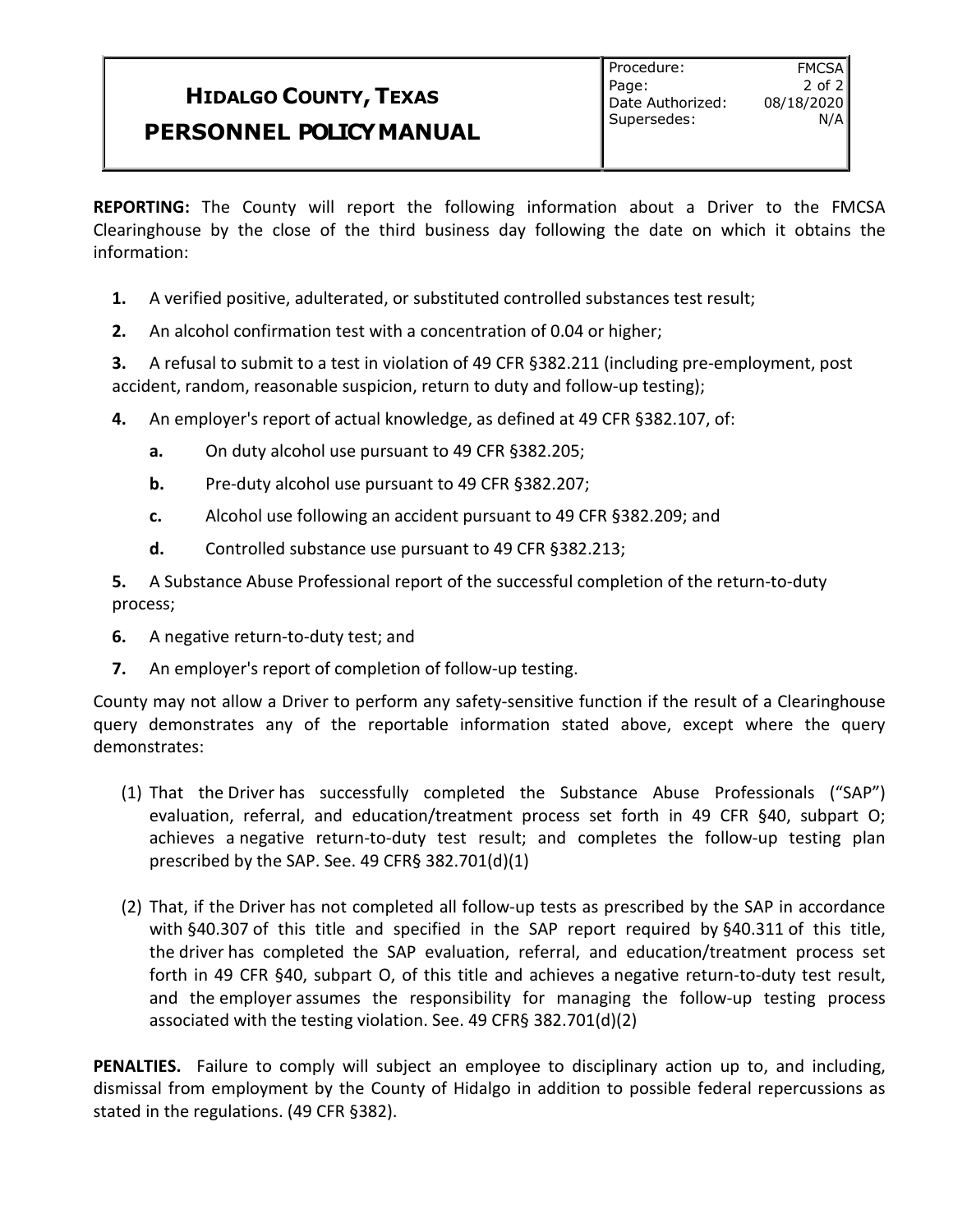**REPORTING:** The County will report the following information about a Driver to the FMCSA Clearinghouse by the close of the third business day following the date on which it obtains the information:

1. A verified positive, adulterated, or substituted controlled substances test result;
2. An alcohol confirmation test with a concentration of 0.04 or higher;
3. A refusal to submit to a test in violation of 49 CFR §382.211 (including pre-employment, post accident, random, reasonable suspicion, return to duty and follow-up testing);
4. An employer's report of actual knowledge, as defined at 49 CFR §382.107, of:
   - **a.** On duty alcohol use pursuant to 49 CFR §382.205;
   - **b.** Pre-duty alcohol use pursuant to 49 CFR §382.207;
   - **c.** Alcohol use following an accident pursuant to 49 CFR §382.209; and
   - **d.** Controlled substance use pursuant to 49 CFR §382.213;
5. A Substance Abuse Professional report of the successful completion of the return-to-duty process;
6. A negative return-to-duty test; and
7. An employer's report of completion of follow-up testing.

County may not allow a Driver to perform any safety-sensitive function if the result of a Clearinghouse query demonstrates any of the reportable information stated above, except where the query demonstrates:

(1) That the Driver has successfully completed the Substance Abuse Professionals ("SAP") evaluation, referral, and education/treatment process set forth in 49 CFR §40, subpart O; achieves a negative return-to-duty test result; and completes the follow-up testing plan prescribed by the SAP. See. 49 CFR§ 382.701(d)(1)

(2) That, if the Driver has not completed all follow-up tests as prescribed by the SAP in accordance with §40.307 of this title and specified in the SAP report required by §40.311 of this title, the driver has completed the SAP evaluation, referral, and education/treatment process set forth in 49 CFR §40, subpart O, of this title and achieves a negative return-to-duty test result, and the employer assumes the responsibility for managing the follow-up testing process associated with the testing violation. See. 49 CFR§ 382.701(d)(2)

**PENALTIES.** Failure to comply will subject an employee to disciplinary action up to, and including, dismissal from employment by the County of Hidalgo in addition to possible federal repercussions as stated in the regulations. (49 CFR §382).